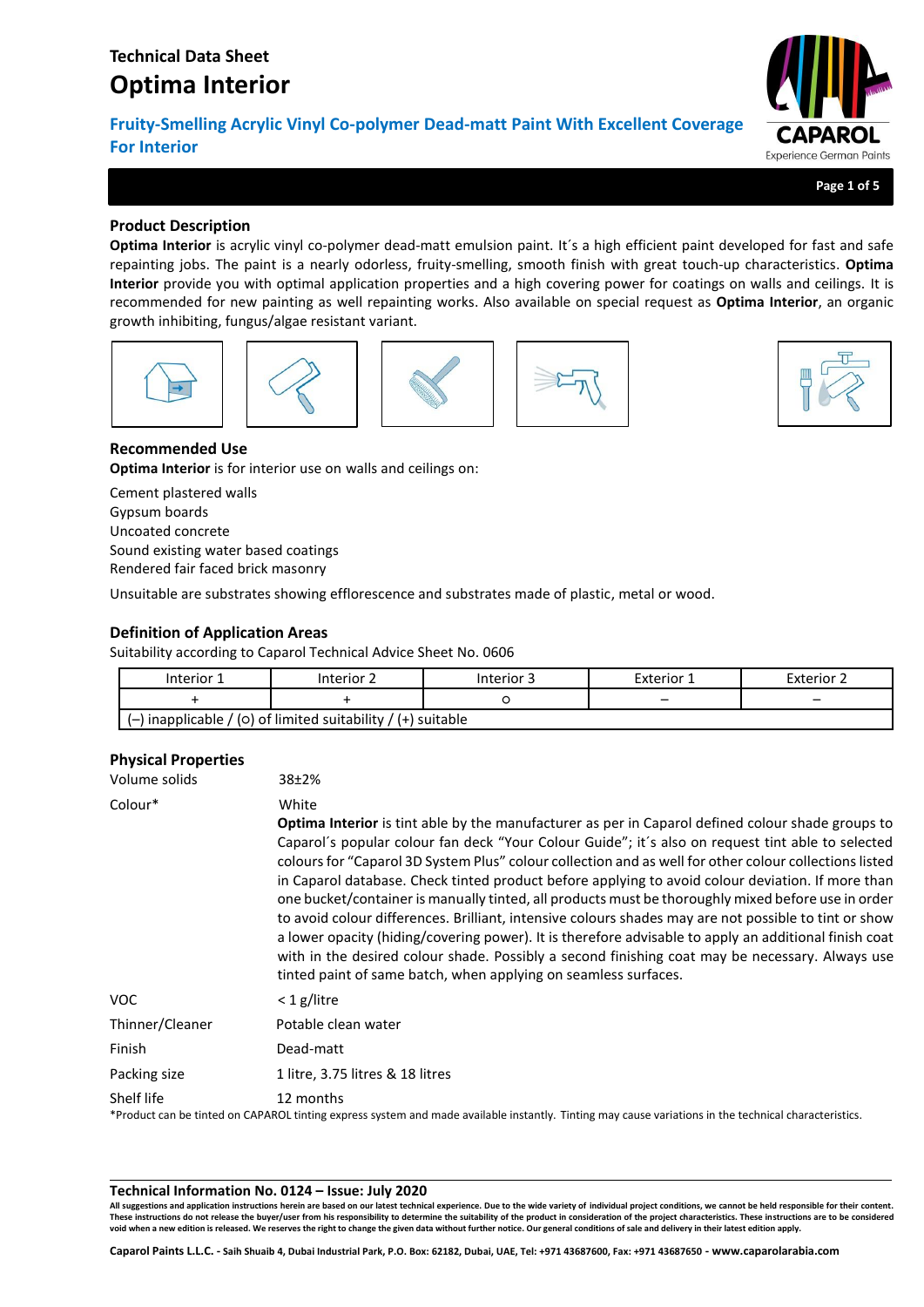# Technical Data Sheet

# Optima Interior

## Fruity-Smelling Acrylic Vinyl Co-polymer Dead-matt Paint With Excellent Coverage For Interior

### Product Description

**Optima Interior** is acrylic vinyl co-polymer dead-matt emulsion paint. It´s a high efficient paint developed for fast and safe repainting jobs. The paint is a nearly odorless, fruity-smelling, smooth finish with great touch-up characteristics. **Optima Interior** provide you with optimal application properties and a high covering power for coatings on walls and ceilings. It is recommended for new painting as well repainting works. Also available on special request as **Optima Interior**, an organic growth inhibiting, fungus/algae resistant variant.

### Recommended Use

**Optima Interior** is for interior use on walls and ceilings on:

Cement plastered walls
Gypsum boards
Uncoated concrete
Sound existing water based coatings
Rendered fair faced brick masonry

Unsuitable are substrates showing efflorescence and substrates made of plastic, metal or wood.

### Definition of Application Areas

Suitability according to Caparol Technical Advice Sheet No. 0606

| Interior 1 | Interior 2 | Interior 3 | Exterior 1 | Exterior 2 |
|---|---|---|---|---|
| + | + | ○ | – | – |
| (–) inapplicable / (○) of limited suitability / (+) suitable | | | | |

### Physical Properties

| | |
|---|---|
| Volume solids | 38±2% |
| Colour* | White<br>**Optima Interior** is tint able by the manufacturer as per in Caparol defined colour shade groups to Caparol´s popular colour fan deck "Your Colour Guide"; it´s also on request tint able to selected colours for "Caparol 3D System Plus" colour collection and as well for other colour collections listed in Caparol database. Check tinted product before applying to avoid colour deviation. If more than one bucket/container is manually tinted, all products must be thoroughly mixed before use in order to avoid colour differences. Brilliant, intensive colours shades may are not possible to tint or show a lower opacity (hiding/covering power). It is therefore advisable to apply an additional finish coat with in the desired colour shade. Possibly a second finishing coat may be necessary. Always use tinted paint of same batch, when applying on seamless surfaces. |
| VOC | < 1 g/litre |
| Thinner/Cleaner | Potable clean water |
| Finish | Dead-matt |
| Packing size | 1 litre, 3.75 litres & 18 litres |
| Shelf life | 12 months |

*Product can be tinted on CAPAROL tinting express system and made available instantly. Tinting may cause variations in the technical characteristics.

**Technical Information No. 0124 – Issue: July 2020**

**All suggestions and application instructions herein are based on our latest technical experience. Due to the wide variety of individual project conditions, we cannot be held responsible for their content. These instructions do not release the buyer/user from his responsibility to determine the suitability of the product in consideration of the project characteristics. These instructions are to be considered void when a new edition is released. We reserves the right to change the given data without further notice. Our general conditions of sale and delivery in their latest edition apply.**

**Caparol Paints L.L.C. - Saih Shuaib 4, Dubai Industrial Park, P.O. Box: 62182, Dubai, UAE, Tel: +971 43687600, Fax: +971 43687650 - www.caparolarabia.com**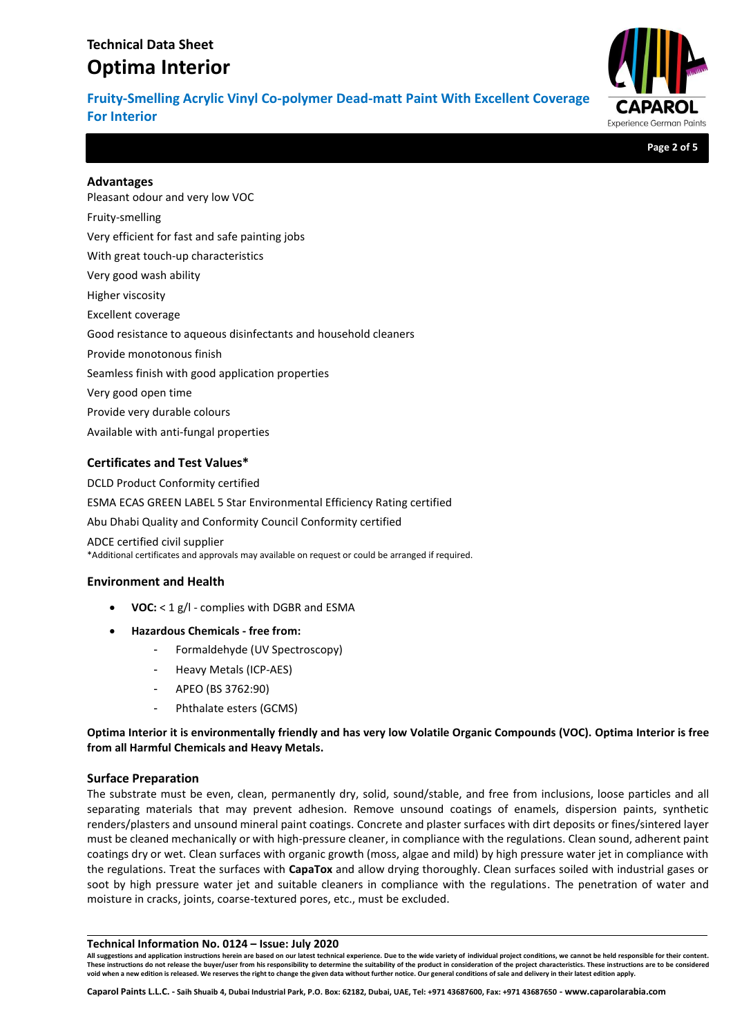## Advantages

Pleasant odour and very low VOC

Fruity-smelling

Very efficient for fast and safe painting jobs

With great touch-up characteristics

Very good wash ability

Higher viscosity

Excellent coverage

Good resistance to aqueous disinfectants and household cleaners

Provide monotonous finish

Seamless finish with good application properties

Very good open time

Provide very durable colours

Available with anti-fungal properties

## Certificates and Test Values*

DCLD Product Conformity certified

ESMA ECAS GREEN LABEL 5 Star Environmental Efficiency Rating certified

Abu Dhabi Quality and Conformity Council Conformity certified

ADCE certified civil supplier

*Additional certificates and approvals may available on request or could be arranged if required.

## Environment and Health

- **VOC:** < 1 g/l - complies with DGBR and ESMA
- **Hazardous Chemicals - free from:**
  - Formaldehyde (UV Spectroscopy)
  - Heavy Metals (ICP-AES)
  - APEO (BS 3762:90)
  - Phthalate esters (GCMS)

**Optima Interior it is environmentally friendly and has very low Volatile Organic Compounds (VOC). Optima Interior is free from all Harmful Chemicals and Heavy Metals.**

## Surface Preparation

The substrate must be even, clean, permanently dry, solid, sound/stable, and free from inclusions, loose particles and all separating materials that may prevent adhesion. Remove unsound coatings of enamels, dispersion paints, synthetic renders/plasters and unsound mineral paint coatings. Concrete and plaster surfaces with dirt deposits or fines/sintered layer must be cleaned mechanically or with high-pressure cleaner, in compliance with the regulations. Clean sound, adherent paint coatings dry or wet. Clean surfaces with organic growth (moss, algae and mild) by high pressure water jet in compliance with the regulations. Treat the surfaces with **CapaTox** and allow drying thoroughly. Clean surfaces soiled with industrial gases or soot by high pressure water jet and suitable cleaners in compliance with the regulations. The penetration of water and moisture in cracks, joints, coarse-textured pores, etc., must be excluded.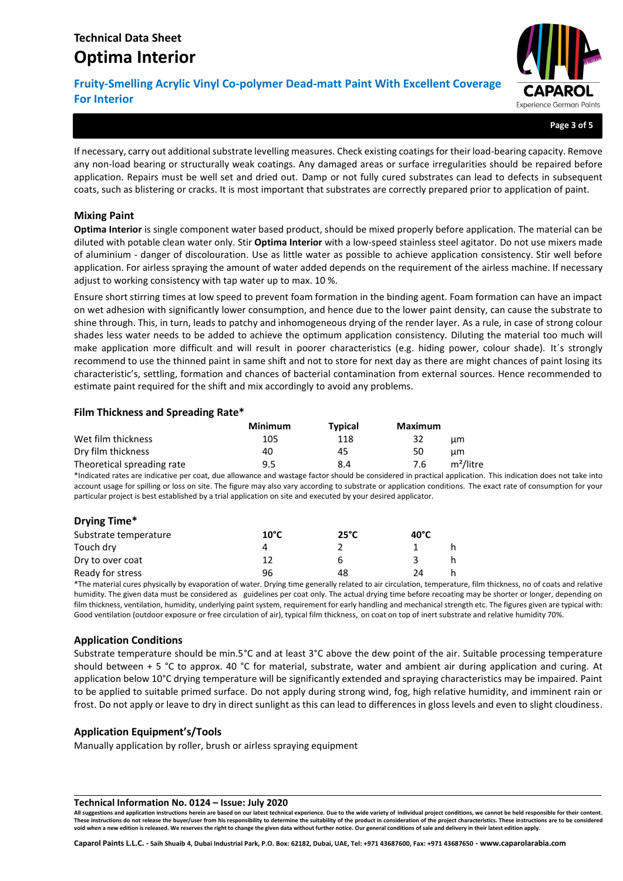If necessary, carry out additional substrate levelling measures. Check existing coatings for their load-bearing capacity. Remove any non-load bearing or structurally weak coatings. Any damaged areas or surface irregularities should be repaired before application. Repairs must be well set and dried out. Damp or not fully cured substrates can lead to defects in subsequent coats, such as blistering or cracks. It is most important that substrates are correctly prepared prior to application of paint.

### Mixing Paint

**Optima Interior** is single component water based product, should be mixed properly before application. The material can be diluted with potable clean water only. Stir **Optima Interior** with a low-speed stainless steel agitator. Do not use mixers made of aluminium - danger of discolouration. Use as little water as possible to achieve application consistency. Stir well before application. For airless spraying the amount of water added depends on the requirement of the airless machine. If necessary adjust to working consistency with tap water up to max. 10 %.

Ensure short stirring times at low speed to prevent foam formation in the binding agent. Foam formation can have an impact on wet adhesion with significantly lower consumption, and hence due to the lower paint density, can cause the substrate to shine through. This, in turn, leads to patchy and inhomogeneous drying of the render layer. As a rule, in case of strong colour shades less water needs to be added to achieve the optimum application consistency. Diluting the material too much will make application more difficult and will result in poorer characteristics (e.g. hiding power, colour shade). It´s strongly recommend to use the thinned paint in same shift and not to store for next day as there are might chances of paint losing its characteristic's, settling, formation and chances of bacterial contamination from external sources. Hence recommended to estimate paint required for the shift and mix accordingly to avoid any problems.

### Film Thickness and Spreading Rate*

| | Minimum | Typical | Maximum | |
|---|---|---|---|---|
| Wet film thickness | 105 | 118 | 32 | µm |
| Dry film thickness | 40 | 45 | 50 | µm |
| Theoretical spreading rate | 9.5 | 8.4 | 7.6 | m²/litre |

*Indicated rates are indicative per coat, due allowance and wastage factor should be considered in practical application. This indication does not take into account usage for spilling or loss on site. The figure may also vary according to substrate or application conditions. The exact rate of consumption for your particular project is best established by a trial application on site and executed by your desired applicator.

### Drying Time*

| Substrate temperature | 10°C | 25°C | 40°C | |
|---|---|---|---|---|
| Touch dry | 4 | 2 | 1 | h |
| Dry to over coat | 12 | 6 | 3 | h |
| Ready for stress | 96 | 48 | 24 | h |

*The material cures physically by evaporation of water. Drying time generally related to air circulation, temperature, film thickness, no of coats and relative humidity. The given data must be considered as guidelines per coat only. The actual drying time before recoating may be shorter or longer, depending on film thickness, ventilation, humidity, underlying paint system, requirement for early handling and mechanical strength etc. The figures given are typical with: Good ventilation (outdoor exposure or free circulation of air), typical film thickness, on coat on top of inert substrate and relative humidity 70%.

### Application Conditions

Substrate temperature should be min.5°C and at least 3°C above the dew point of the air. Suitable processing temperature should between + 5 °C to approx. 40 °C for material, substrate, water and ambient air during application and curing. At application below 10°C drying temperature will be significantly extended and spraying characteristics may be impaired. Paint to be applied to suitable primed surface. Do not apply during strong wind, fog, high relative humidity, and imminent rain or frost. Do not apply or leave to dry in direct sunlight as this can lead to differences in gloss levels and even to slight cloudiness.

### Application Equipment's/Tools

Manually application by roller, brush or airless spraying equipment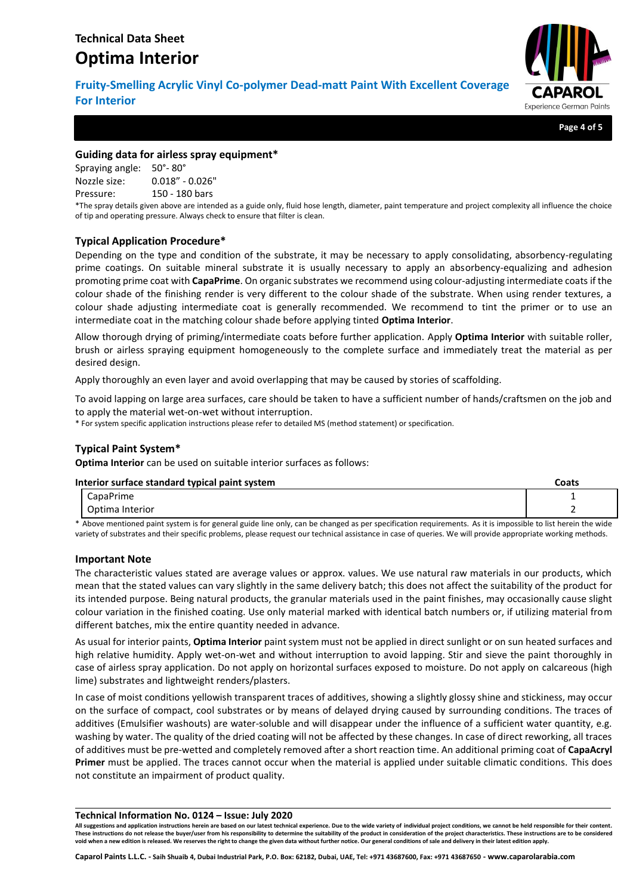## Guiding data for airless spray equipment*

Spraying angle: 50°- 80°
Nozzle size: 0.018" - 0.026"
Pressure: 150 - 180 bars

*The spray details given above are intended as a guide only, fluid hose length, diameter, paint temperature and project complexity all influence the choice of tip and operating pressure. Always check to ensure that filter is clean.

## Typical Application Procedure*

Depending on the type and condition of the substrate, it may be necessary to apply consolidating, absorbency-regulating prime coatings. On suitable mineral substrate it is usually necessary to apply an absorbency-equalizing and adhesion promoting prime coat with **CapaPrime**. On organic substrates we recommend using colour-adjusting intermediate coats if the colour shade of the finishing render is very different to the colour shade of the substrate. When using render textures, a colour shade adjusting intermediate coat is generally recommended. We recommend to tint the primer or to use an intermediate coat in the matching colour shade before applying tinted **Optima Interior**.

Allow thorough drying of priming/intermediate coats before further application. Apply **Optima Interior** with suitable roller, brush or airless spraying equipment homogeneously to the complete surface and immediately treat the material as per desired design.

Apply thoroughly an even layer and avoid overlapping that may be caused by stories of scaffolding.

To avoid lapping on large area surfaces, care should be taken to have a sufficient number of hands/craftsmen on the job and to apply the material wet-on-wet without interruption.

* For system specific application instructions please refer to detailed MS (method statement) or specification.

## Typical Paint System*

**Optima Interior** can be used on suitable interior surfaces as follows:

| Interior surface standard typical paint system | Coats |
|---|---|
| CapaPrime | 1 |
| Optima Interior | 2 |

* Above mentioned paint system is for general guide line only, can be changed as per specification requirements. As it is impossible to list herein the wide variety of substrates and their specific problems, please request our technical assistance in case of queries. We will provide appropriate working methods.

## Important Note

The characteristic values stated are average values or approx. values. We use natural raw materials in our products, which mean that the stated values can vary slightly in the same delivery batch; this does not affect the suitability of the product for its intended purpose. Being natural products, the granular materials used in the paint finishes, may occasionally cause slight colour variation in the finished coating. Use only material marked with identical batch numbers or, if utilizing material from different batches, mix the entire quantity needed in advance.

As usual for interior paints, **Optima Interior** paint system must not be applied in direct sunlight or on sun heated surfaces and high relative humidity. Apply wet-on-wet and without interruption to avoid lapping. Stir and sieve the paint thoroughly in case of airless spray application. Do not apply on horizontal surfaces exposed to moisture. Do not apply on calcareous (high lime) substrates and lightweight renders/plasters.

In case of moist conditions yellowish transparent traces of additives, showing a slightly glossy shine and stickiness, may occur on the surface of compact, cool substrates or by means of delayed drying caused by surrounding conditions. The traces of additives (Emulsifier washouts) are water-soluble and will disappear under the influence of a sufficient water quantity, e.g. washing by water. The quality of the dried coating will not be affected by these changes. In case of direct reworking, all traces of additives must be pre-wetted and completely removed after a short reaction time. An additional priming coat of **CapaAcryl Primer** must be applied. The traces cannot occur when the material is applied under suitable climatic conditions. This does not constitute an impairment of product quality.

**Technical Information No. 0124 – Issue: July 2020**

**All suggestions and application instructions herein are based on our latest technical experience. Due to the wide variety of individual project conditions, we cannot be held responsible for their content. These instructions do not release the buyer/user from his responsibility to determine the suitability of the product in consideration of the project characteristics. These instructions are to be considered void when a new edition is released. We reserves the right to change the given data without further notice. Our general conditions of sale and delivery in their latest edition apply.**

**Caparol Paints L.L.C. - Saih Shuaib 4, Dubai Industrial Park, P.O. Box: 62182, Dubai, UAE, Tel: +971 43687600, Fax: +971 43687650 - www.caparolarabia.com**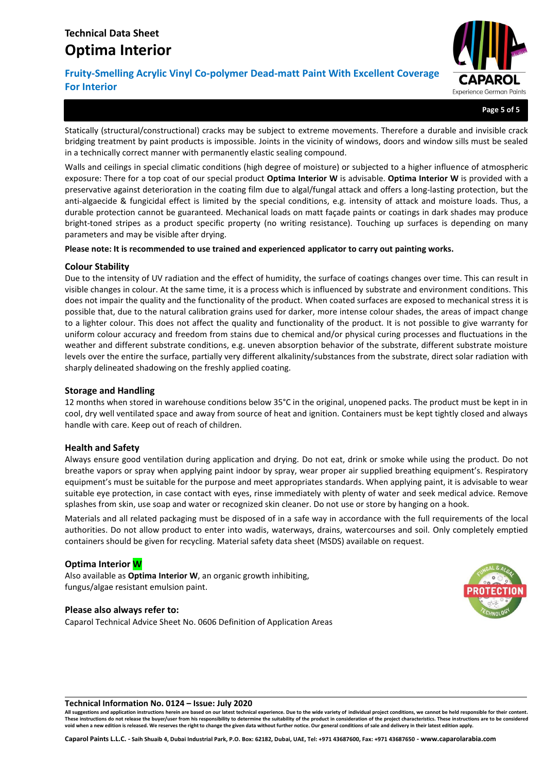Statically (structural/constructional) cracks may be subject to extreme movements. Therefore a durable and invisible crack bridging treatment by paint products is impossible. Joints in the vicinity of windows, doors and window sills must be sealed in a technically correct manner with permanently elastic sealing compound.

Walls and ceilings in special climatic conditions (high degree of moisture) or subjected to a higher influence of atmospheric exposure: There for a top coat of our special product **Optima Interior W** is advisable. **Optima Interior W** is provided with a preservative against deterioration in the coating film due to algal/fungal attack and offers a long-lasting protection, but the anti-algaecide & fungicidal effect is limited by the special conditions, e.g. intensity of attack and moisture loads. Thus, a durable protection cannot be guaranteed. Mechanical loads on matt façade paints or coatings in dark shades may produce bright-toned stripes as a product specific property (no writing resistance). Touching up surfaces is depending on many parameters and may be visible after drying.

**Please note: It is recommended to use trained and experienced applicator to carry out painting works.**

## Colour Stability

Due to the intensity of UV radiation and the effect of humidity, the surface of coatings changes over time. This can result in visible changes in colour. At the same time, it is a process which is influenced by substrate and environment conditions. This does not impair the quality and the functionality of the product. When coated surfaces are exposed to mechanical stress it is possible that, due to the natural calibration grains used for darker, more intense colour shades, the areas of impact change to a lighter colour. This does not affect the quality and functionality of the product. It is not possible to give warranty for uniform colour accuracy and freedom from stains due to chemical and/or physical curing processes and fluctuations in the weather and different substrate conditions, e.g. uneven absorption behavior of the substrate, different substrate moisture levels over the entire the surface, partially very different alkalinity/substances from the substrate, direct solar radiation with sharply delineated shadowing on the freshly applied coating.

## Storage and Handling

12 months when stored in warehouse conditions below 35°C in the original, unopened packs. The product must be kept in in cool, dry well ventilated space and away from source of heat and ignition. Containers must be kept tightly closed and always handle with care. Keep out of reach of children.

## Health and Safety

Always ensure good ventilation during application and drying. Do not eat, drink or smoke while using the product. Do not breathe vapors or spray when applying paint indoor by spray, wear proper air supplied breathing equipment's. Respiratory equipment's must be suitable for the purpose and meet appropriates standards. When applying paint, it is advisable to wear suitable eye protection, in case contact with eyes, rinse immediately with plenty of water and seek medical advice. Remove splashes from skin, use soap and water or recognized skin cleaner. Do not use or store by hanging on a hook.

Materials and all related packaging must be disposed of in a safe way in accordance with the full requirements of the local authorities. Do not allow product to enter into wadis, waterways, drains, watercourses and soil. Only completely emptied containers should be given for recycling. Material safety data sheet (MSDS) available on request.

## Optima Interior W

Also available as **Optima Interior W**, an organic growth inhibiting, fungus/algae resistant emulsion paint.

FUNGAL & ALGAL PROTECTION TECHNOLOGY

## Please also always refer to:

Caparol Technical Advice Sheet No. 0606 Definition of Application Areas

**Technical Information No. 0124 – Issue: July 2020**

**All suggestions and application instructions herein are based on our latest technical experience. Due to the wide variety of individual project conditions, we cannot be held responsible for their content. These instructions do not release the buyer/user from his responsibility to determine the suitability of the product in consideration of the project characteristics. These instructions are to be considered void when a new edition is released. We reserves the right to change the given data without further notice. Our general conditions of sale and delivery in their latest edition apply.**

**Caparol Paints L.L.C. - Saih Shuaib 4, Dubai Industrial Park, P.O. Box: 62182, Dubai, UAE, Tel: +971 43687600, Fax: +971 43687650 - www.caparolarabia.com**